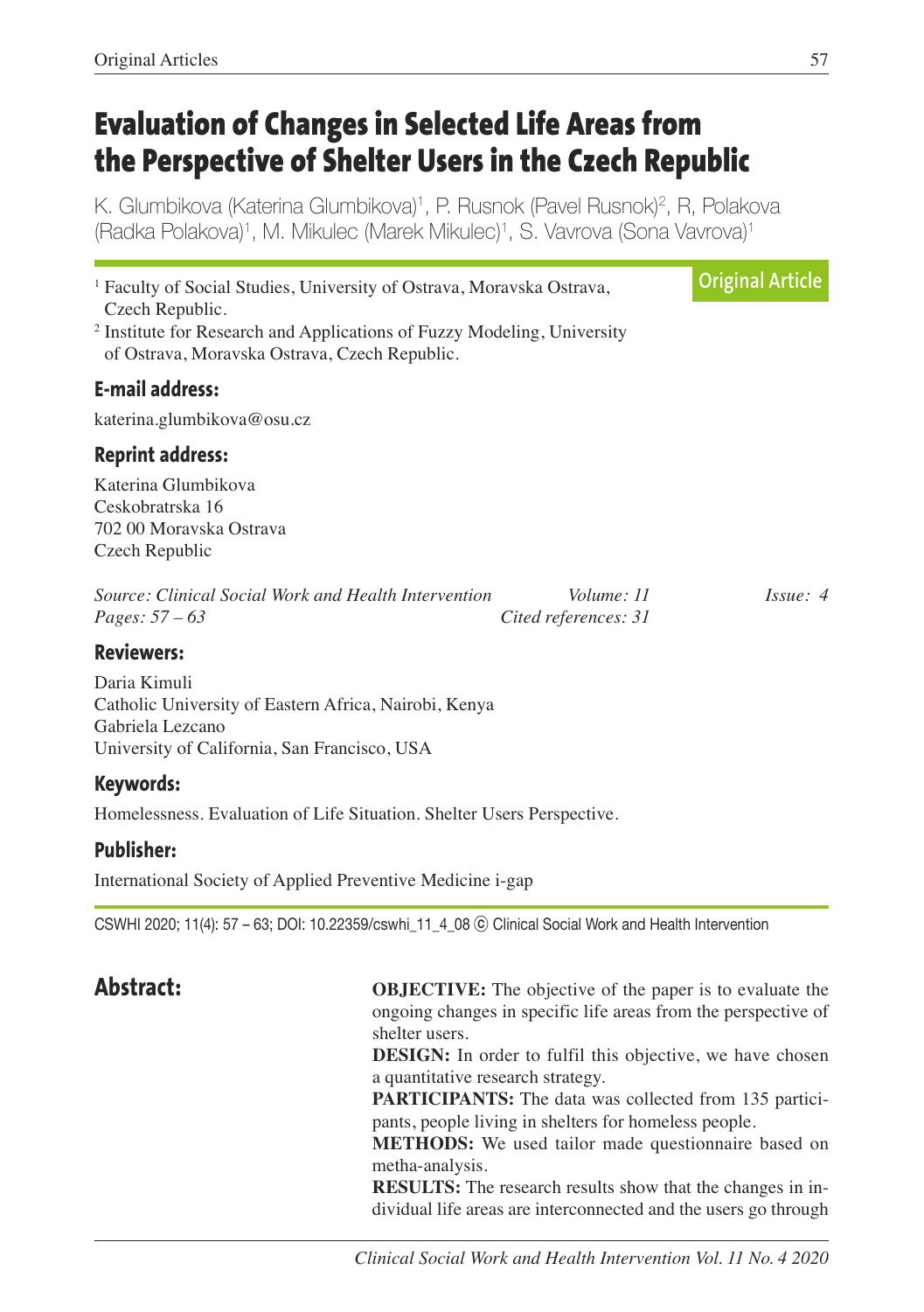# Evaluation of Changes in Selected Life Areas from the Perspective of Shelter Users in the Czech Republic

K. Glumbikova (Katerina Glumbikova)[1], P. Rusnok (Pavel Rusnok)[2], R, Polakova (Radka Polakova)[1], M. Mikulec (Marek Mikulec)[1], S. Vavrova (Sona Vavrova)[1]

[1] Faculty of Social Studies, University of Ostrava, Moravska Ostrava, Czech Republic.

[2] Institute for Research and Applications of Fuzzy Modeling, University of Ostrava, Moravska Ostrava, Czech Republic.

**Original Article**

### E-mail address:

katerina.glumbikova@osu.cz

### Reprint address:

Katerina Glumbikova
Ceskobratrska 16
702 00 Moravska Ostrava
Czech Republic

*Source: Clinical Social Work and Health Intervention* *Volume: 11* *Issue: 4*
*Pages: 57 – 63* *Cited references: 31*

### Reviewers:

Daria Kimuli
Catholic University of Eastern Africa, Nairobi, Kenya
Gabriela Lezcano
University of California, San Francisco, USA

### Keywords:

Homelessness. Evaluation of Life Situation. Shelter Users Perspective.

### Publisher:

International Society of Applied Preventive Medicine i-gap

CSWHI 2020; 11(4): 57 – 63; DOI: 10.22359/cswhi_11_4_08 © Clinical Social Work and Health Intervention

## Abstract:

**OBJECTIVE:** The objective of the paper is to evaluate the ongoing changes in specific life areas from the perspective of shelter users.

**DESIGN:** In order to fulfil this objective, we have chosen a quantitative research strategy.

**PARTICIPANTS:** The data was collected from 135 participants, people living in shelters for homeless people.

**METHODS:** We used tailor made questionnaire based on metha-analysis.

**RESULTS:** The research results show that the changes in individual life areas are interconnected and the users go through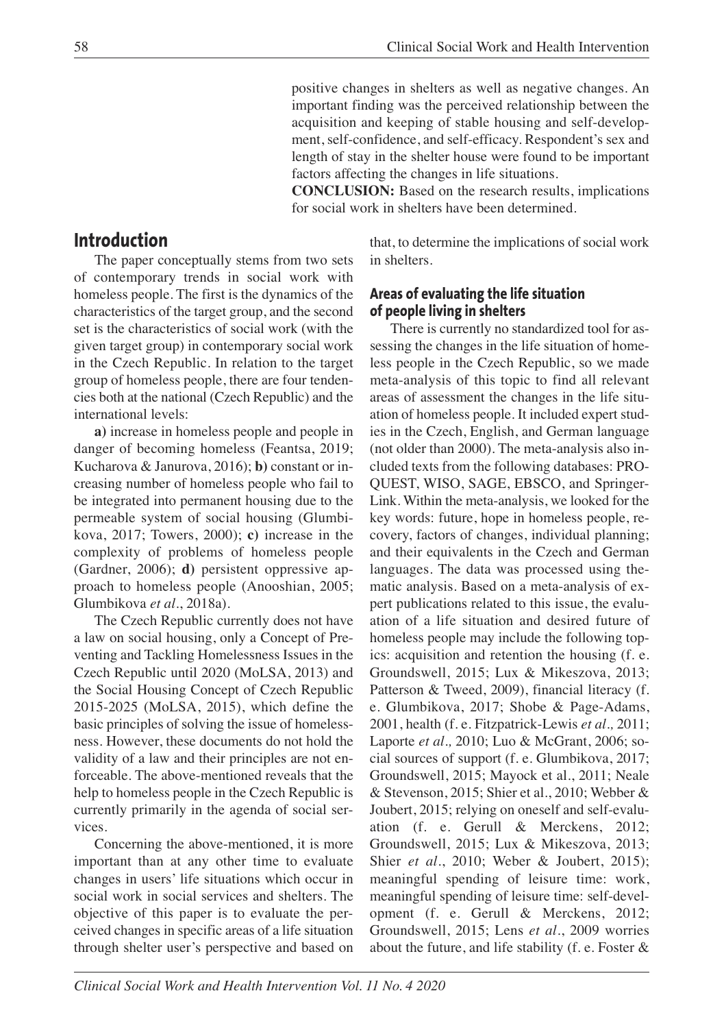positive changes in shelters as well as negative changes. An important finding was the perceived relationship between the acquisition and keeping of stable housing and self-development, self-confidence, and self-efficacy. Respondent's sex and length of stay in the shelter house were found to be important factors affecting the changes in life situations.

**CONCLUSION:** Based on the research results, implications for social work in shelters have been determined.

## Introduction

The paper conceptually stems from two sets of contemporary trends in social work with homeless people. The first is the dynamics of the characteristics of the target group, and the second set is the characteristics of social work (with the given target group) in contemporary social work in the Czech Republic. In relation to the target group of homeless people, there are four tendencies both at the national (Czech Republic) and the international levels:

**a)** increase in homeless people and people in danger of becoming homeless (Feantsa, 2019; Kucharova & Janurova, 2016); **b)** constant or increasing number of homeless people who fail to be integrated into permanent housing due to the permeable system of social housing (Glumbikova, 2017; Towers, 2000); **c)** increase in the complexity of problems of homeless people (Gardner, 2006); **d)** persistent oppressive approach to homeless people (Anooshian, 2005; Glumbikova *et al*., 2018a).

The Czech Republic currently does not have a law on social housing, only a Concept of Preventing and Tackling Homelessness Issues in the Czech Republic until 2020 (MoLSA, 2013) and the Social Housing Concept of Czech Republic 2015-2025 (MoLSA, 2015), which define the basic principles of solving the issue of homelessness. However, these documents do not hold the validity of a law and their principles are not enforceable. The above-mentioned reveals that the help to homeless people in the Czech Republic is currently primarily in the agenda of social services.

Concerning the above-mentioned, it is more important than at any other time to evaluate changes in users' life situations which occur in social work in social services and shelters. The objective of this paper is to evaluate the perceived changes in specific areas of a life situation through shelter user's perspective and based on that, to determine the implications of social work in shelters.

### Areas of evaluating the life situation of people living in shelters

There is currently no standardized tool for assessing the changes in the life situation of homeless people in the Czech Republic, so we made meta-analysis of this topic to find all relevant areas of assessment the changes in the life situation of homeless people. It included expert studies in the Czech, English, and German language (not older than 2000). The meta-analysis also included texts from the following databases: PROQUEST, WISO, SAGE, EBSCO, and SpringerLink. Within the meta-analysis, we looked for the key words: future, hope in homeless people, recovery, factors of changes, individual planning; and their equivalents in the Czech and German languages. The data was processed using thematic analysis. Based on a meta-analysis of expert publications related to this issue, the evaluation of a life situation and desired future of homeless people may include the following topics: acquisition and retention the housing (f. e. Groundswell, 2015; Lux & Mikeszova, 2013; Patterson & Tweed, 2009), financial literacy (f. e. Glumbikova, 2017; Shobe & Page-Adams, 2001, health (f. e. Fitzpatrick-Lewis *et al.,* 2011; Laporte *et al.,* 2010; Luo & McGrant, 2006; social sources of support (f. e. Glumbikova, 2017; Groundswell, 2015; Mayock et al., 2011; Neale & Stevenson, 2015; Shier et al., 2010; Webber & Joubert, 2015); relying on oneself and self-evaluation (f. e. Gerull & Merckens, 2012; Groundswell, 2015; Lux & Mikeszova, 2013; Shier *et al*., 2010; Weber & Joubert, 2015); meaningful spending of leisure time: work, meaningful spending of leisure time: self-development (f. e. Gerull & Merckens, 2012; Groundswell, 2015; Lens *et al*., 2009 worries about the future, and life stability (f. e. Foster &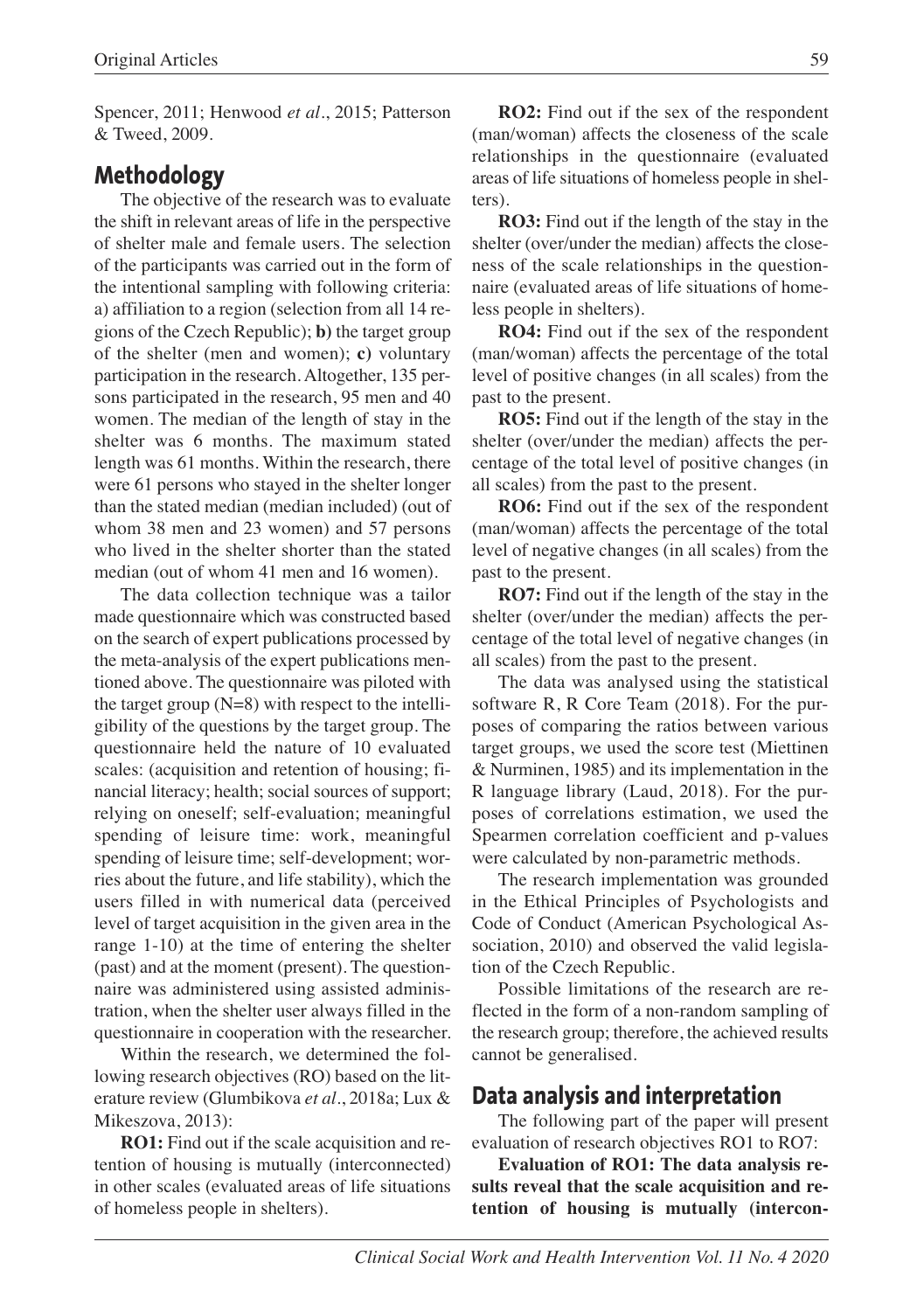Spencer, 2011; Henwood *et al*., 2015; Patterson & Tweed, 2009.

## Methodology

The objective of the research was to evaluate the shift in relevant areas of life in the perspective of shelter male and female users. The selection of the participants was carried out in the form of the intentional sampling with following criteria: a) affiliation to a region (selection from all 14 regions of the Czech Republic); **b)** the target group of the shelter (men and women); **c)** voluntary participation in the research. Altogether, 135 persons participated in the research, 95 men and 40 women. The median of the length of stay in the shelter was 6 months. The maximum stated length was 61 months. Within the research, there were 61 persons who stayed in the shelter longer than the stated median (median included) (out of whom 38 men and 23 women) and 57 persons who lived in the shelter shorter than the stated median (out of whom 41 men and 16 women).

The data collection technique was a tailor made questionnaire which was constructed based on the search of expert publications processed by the meta-analysis of the expert publications mentioned above. The questionnaire was piloted with the target group (N=8) with respect to the intelligibility of the questions by the target group. The questionnaire held the nature of 10 evaluated scales: (acquisition and retention of housing; financial literacy; health; social sources of support; relying on oneself; self-evaluation; meaningful spending of leisure time: work, meaningful spending of leisure time; self-development; worries about the future, and life stability), which the users filled in with numerical data (perceived level of target acquisition in the given area in the range 1-10) at the time of entering the shelter (past) and at the moment (present). The questionnaire was administered using assisted administration, when the shelter user always filled in the questionnaire in cooperation with the researcher.

Within the research, we determined the following research objectives (RO) based on the literature review (Glumbikova *et al*., 2018a; Lux & Mikeszova, 2013):

**RO1:** Find out if the scale acquisition and retention of housing is mutually (interconnected) in other scales (evaluated areas of life situations of homeless people in shelters).

**RO2:** Find out if the sex of the respondent (man/woman) affects the closeness of the scale relationships in the questionnaire (evaluated areas of life situations of homeless people in shelters).

**RO3:** Find out if the length of the stay in the shelter (over/under the median) affects the closeness of the scale relationships in the questionnaire (evaluated areas of life situations of homeless people in shelters).

**RO4:** Find out if the sex of the respondent (man/woman) affects the percentage of the total level of positive changes (in all scales) from the past to the present.

**RO5:** Find out if the length of the stay in the shelter (over/under the median) affects the percentage of the total level of positive changes (in all scales) from the past to the present.

**RO6:** Find out if the sex of the respondent (man/woman) affects the percentage of the total level of negative changes (in all scales) from the past to the present.

**RO7:** Find out if the length of the stay in the shelter (over/under the median) affects the percentage of the total level of negative changes (in all scales) from the past to the present.

The data was analysed using the statistical software R, R Core Team (2018). For the purposes of comparing the ratios between various target groups, we used the score test (Miettinen & Nurminen, 1985) and its implementation in the R language library (Laud, 2018). For the purposes of correlations estimation, we used the Spearmen correlation coefficient and p-values were calculated by non-parametric methods.

The research implementation was grounded in the Ethical Principles of Psychologists and Code of Conduct (American Psychological Association, 2010) and observed the valid legislation of the Czech Republic.

Possible limitations of the research are reflected in the form of a non-random sampling of the research group; therefore, the achieved results cannot be generalised.

## Data analysis and interpretation

The following part of the paper will present evaluation of research objectives RO1 to RO7:

**Evaluation of RO1: The data analysis results reveal that the scale acquisition and retention of housing is mutually (intercon-**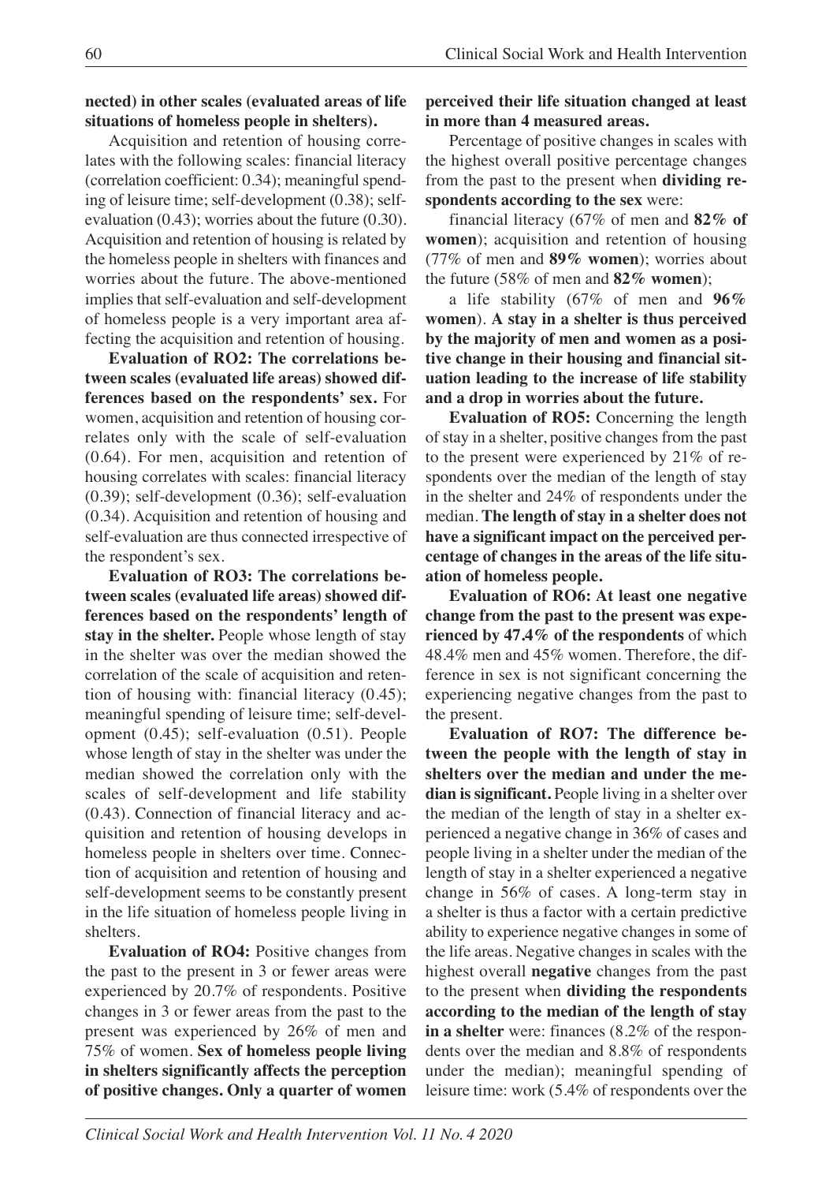**nected) in other scales (evaluated areas of life situations of homeless people in shelters).**

Acquisition and retention of housing correlates with the following scales: financial literacy (correlation coefficient: 0.34); meaningful spending of leisure time; self-development (0.38); self-evaluation (0.43); worries about the future (0.30). Acquisition and retention of housing is related by the homeless people in shelters with finances and worries about the future. The above-mentioned implies that self-evaluation and self-development of homeless people is a very important area affecting the acquisition and retention of housing.

**Evaluation of RO2: The correlations between scales (evaluated life areas) showed differences based on the respondents' sex.** For women, acquisition and retention of housing correlates only with the scale of self-evaluation (0.64). For men, acquisition and retention of housing correlates with scales: financial literacy (0.39); self-development (0.36); self-evaluation (0.34). Acquisition and retention of housing and self-evaluation are thus connected irrespective of the respondent's sex.

**Evaluation of RO3: The correlations between scales (evaluated life areas) showed differences based on the respondents' length of stay in the shelter.** People whose length of stay in the shelter was over the median showed the correlation of the scale of acquisition and retention of housing with: financial literacy (0.45); meaningful spending of leisure time; self-development (0.45); self-evaluation (0.51). People whose length of stay in the shelter was under the median showed the correlation only with the scales of self-development and life stability (0.43). Connection of financial literacy and acquisition and retention of housing develops in homeless people in shelters over time. Connection of acquisition and retention of housing and self-development seems to be constantly present in the life situation of homeless people living in shelters.

**Evaluation of RO4:** Positive changes from the past to the present in 3 or fewer areas were experienced by 20.7% of respondents. Positive changes in 3 or fewer areas from the past to the present was experienced by 26% of men and 75% of women. **Sex of homeless people living in shelters significantly affects the perception of positive changes. Only a quarter of women perceived their life situation changed at least in more than 4 measured areas.**

Percentage of positive changes in scales with the highest overall positive percentage changes from the past to the present when **dividing respondents according to the sex** were:

financial literacy (67% of men and **82% of women**); acquisition and retention of housing (77% of men and **89% women**); worries about the future (58% of men and **82% women**);

a life stability (67% of men and **96% women**). **A stay in a shelter is thus perceived by the majority of men and women as a positive change in their housing and financial situation leading to the increase of life stability and a drop in worries about the future.**

**Evaluation of RO5:** Concerning the length of stay in a shelter, positive changes from the past to the present were experienced by 21% of respondents over the median of the length of stay in the shelter and 24% of respondents under the median. **The length of stay in a shelter does not have a significant impact on the perceived percentage of changes in the areas of the life situation of homeless people.**

**Evaluation of RO6: At least one negative change from the past to the present was experienced by 47.4% of the respondents** of which 48.4% men and 45% women. Therefore, the difference in sex is not significant concerning the experiencing negative changes from the past to the present.

**Evaluation of RO7: The difference between the people with the length of stay in shelters over the median and under the median is significant.** People living in a shelter over the median of the length of stay in a shelter experienced a negative change in 36% of cases and people living in a shelter under the median of the length of stay in a shelter experienced a negative change in 56% of cases. A long-term stay in a shelter is thus a factor with a certain predictive ability to experience negative changes in some of the life areas. Negative changes in scales with the highest overall **negative** changes from the past to the present when **dividing the respondents according to the median of the length of stay in a shelter** were: finances (8.2% of the respondents over the median and 8.8% of respondents under the median); meaningful spending of leisure time: work (5.4% of respondents over the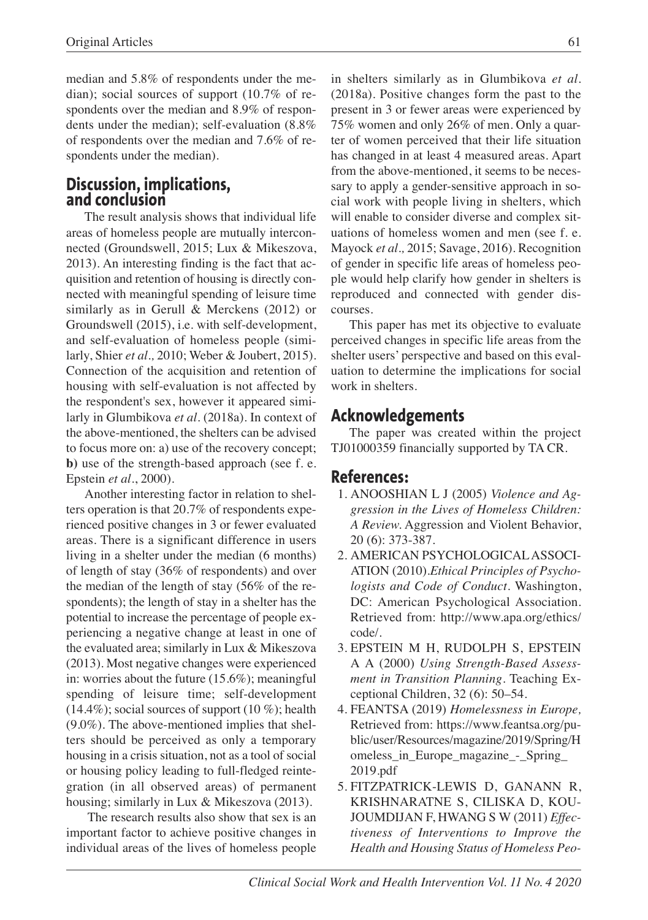median and 5.8% of respondents under the median); social sources of support (10.7% of respondents over the median and 8.9% of respondents under the median); self-evaluation (8.8% of respondents over the median and 7.6% of respondents under the median).

## Discussion, implications, and conclusion

The result analysis shows that individual life areas of homeless people are mutually interconnected (Groundswell, 2015; Lux & Mikeszova, 2013). An interesting finding is the fact that acquisition and retention of housing is directly connected with meaningful spending of leisure time similarly as in Gerull & Merckens (2012) or Groundswell (2015), i.e. with self-development, and self-evaluation of homeless people (similarly, Shier *et al.,* 2010; Weber & Joubert, 2015). Connection of the acquisition and retention of housing with self-evaluation is not affected by the respondent's sex, however it appeared similarly in Glumbikova *et al.* (2018a). In context of the above-mentioned, the shelters can be advised to focus more on: a) use of the recovery concept; **b)** use of the strength-based approach (see f. e. Epstein *et al*., 2000).

Another interesting factor in relation to shelters operation is that 20.7% of respondents experienced positive changes in 3 or fewer evaluated areas. There is a significant difference in users living in a shelter under the median (6 months) of length of stay (36% of respondents) and over the median of the length of stay (56% of the respondents); the length of stay in a shelter has the potential to increase the percentage of people experiencing a negative change at least in one of the evaluated area; similarly in Lux & Mikeszova (2013). Most negative changes were experienced in: worries about the future (15.6%); meaningful spending of leisure time; self-development (14.4%); social sources of support (10 %); health (9.0%). The above-mentioned implies that shelters should be perceived as only a temporary housing in a crisis situation, not as a tool of social or housing policy leading to full-fledged reintegration (in all observed areas) of permanent housing; similarly in Lux & Mikeszova (2013).

The research results also show that sex is an important factor to achieve positive changes in individual areas of the lives of homeless people in shelters similarly as in Glumbikova *et al.* (2018a). Positive changes form the past to the present in 3 or fewer areas were experienced by 75% women and only 26% of men. Only a quarter of women perceived that their life situation has changed in at least 4 measured areas. Apart from the above-mentioned, it seems to be necessary to apply a gender-sensitive approach in social work with people living in shelters, which will enable to consider diverse and complex situations of homeless women and men (see f. e. Mayock *et al*., 2015; Savage, 2016). Recognition of gender in specific life areas of homeless people would help clarify how gender in shelters is reproduced and connected with gender discourses.

This paper has met its objective to evaluate perceived changes in specific life areas from the shelter users' perspective and based on this evaluation to determine the implications for social work in shelters.

## Acknowledgements

The paper was created within the project TJ01000359 financially supported by TA CR.

## References:

1. ANOOSHIAN L J (2005) *Violence and Aggression in the Lives of Homeless Children: A Review.* Aggression and Violent Behavior, 20 (6): 373-387.
2. AMERICAN PSYCHOLOGICAL ASSOCIATION (2010).*Ethical Principles of Psychologists and Code of Conduct*. Washington, DC: American Psychological Association. Retrieved from: http://www.apa.org/ethics/code/.
3. EPSTEIN M H, RUDOLPH S, EPSTEIN A A (2000) *Using Strength-Based Assessment in Transition Planning*. Teaching Exceptional Children, 32 (6): 50–54.
4. FEANTSA (2019) *Homelessness in Europe,* Retrieved from: https://www.feantsa.org/public/user/Resources/magazine/2019/Spring/Homeless_in_Europe_magazine_-_Spring_2019.pdf
5. FITZPATRICK-LEWIS D, GANANN R, KRISHNARATNE S, CILISKA D, KOUJOUMDIJAN F, HWANG S W (2011) *Effectiveness of Interventions to Improve the Health and Housing Status of Homeless Peo-*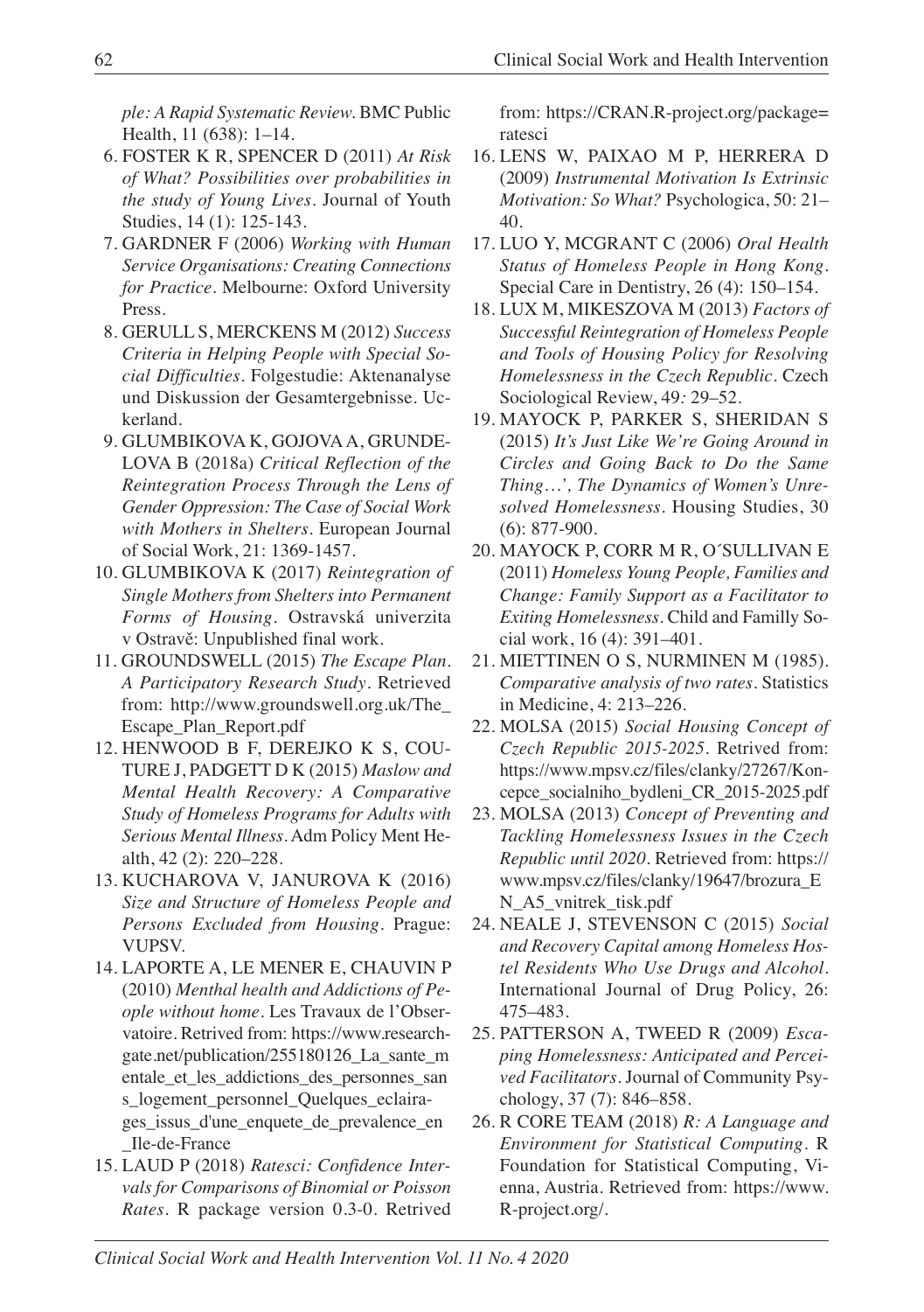*ple: A Rapid Systematic Review*. BMC Public Health, 11 (638): 1–14.

6. FOSTER K R, SPENCER D (2011) *At Risk of What? Possibilities over probabilities in the study of Young Lives*. Journal of Youth Studies, 14 (1): 125-143.
7. GARDNER F (2006) *Working with Human Service Organisations: Creating Connections for Practice*. Melbourne: Oxford University Press.
8. GERULL S, MERCKENS M (2012) *Success Criteria in Helping People with Special Social Difficulties*. Folgestudie: Aktenanalyse und Diskussion der Gesamtergebnisse. Uckerland.
9. GLUMBIKOVA K, GOJOVA A, GRUNDELOVA B (2018a) *Critical Reflection of the Reintegration Process Through the Lens of Gender Oppression: The Case of Social Work with Mothers in Shelters*. European Journal of Social Work, 21: 1369-1457.
10. GLUMBIKOVA K (2017) *Reintegration of Single Mothers from Shelters into Permanent Forms of Housing*. Ostravská univerzita v Ostravě: Unpublished final work.
11. GROUNDSWELL (2015) *The Escape Plan. A Participatory Research Study*. Retrieved from: http://www.groundswell.org.uk/The_Escape_Plan_Report.pdf
12. HENWOOD B F, DEREJKO K S, COUTURE J, PADGETT D K (2015) *Maslow and Mental Health Recovery: A Comparative Study of Homeless Programs for Adults with Serious Mental Illness*. Adm Policy Ment Health, 42 (2): 220–228.
13. KUCHAROVA V, JANUROVA K (2016) *Size and Structure of Homeless People and Persons Excluded from Housing*. Prague: VUPSV.
14. LAPORTE A, LE MENER E, CHAUVIN P (2010) *Menthal health and Addictions of People without home*. Les Travaux de l'Observatoire. Retrived from: https://www.researchgate.net/publication/255180126_La_sante_mentale_et_les_addictions_des_personnes_sans_logement_personnel_Quelques_eclairages_issus_d'une_enquete_de_prevalence_en_Ile-de-France
15. LAUD P (2018) *Ratesci: Confidence Intervals for Comparisons of Binomial or Poisson Rates*. R package version 0.3-0. Retrived from: https://CRAN.R-project.org/package=ratesci
16. LENS W, PAIXAO M P, HERRERA D (2009) *Instrumental Motivation Is Extrinsic Motivation: So What?* Psychologica, 50: 21–40.
17. LUO Y, MCGRANT C (2006) *Oral Health Status of Homeless People in Hong Kong*. Special Care in Dentistry, 26 (4): 150–154.
18. LUX M, MIKESZOVA M (2013) *Factors of Successful Reintegration of Homeless People and Tools of Housing Policy for Resolving Homelessness in the Czech Republic*. Czech Sociological Review, 49: 29–52.
19. MAYOCK P, PARKER S, SHERIDAN S (2015) *It's Just Like We're Going Around in Circles and Going Back to Do the Same Thing…', The Dynamics of Women's Unresolved Homelessness*. Housing Studies, 30 (6): 877-900.
20. MAYOCK P, CORR M R, O´SULLIVAN E (2011) *Homeless Young People, Families and Change: Family Support as a Facilitator to Exiting Homelessness*. Child and Familly Social work, 16 (4): 391–401.
21. MIETTINEN O S, NURMINEN M (1985). *Comparative analysis of two rates*. Statistics in Medicine, 4: 213–226.
22. MOLSA (2015) *Social Housing Concept of Czech Republic 2015-2025*. Retrived from: https://www.mpsv.cz/files/clanky/27267/Koncepce_socialniho_bydleni_CR_2015-2025.pdf
23. MOLSA (2013) *Concept of Preventing and Tackling Homelessness Issues in the Czech Republic until 2020*. Retrieved from: https://www.mpsv.cz/files/clanky/19647/brozura_EN_A5_vnitrek_tisk.pdf
24. NEALE J, STEVENSON C (2015) *Social and Recovery Capital among Homeless Hostel Residents Who Use Drugs and Alcohol*. International Journal of Drug Policy, 26: 475–483.
25. PATTERSON A, TWEED R (2009) *Escaping Homelessness: Anticipated and Perceived Facilitators*. Journal of Community Psychology, 37 (7): 846–858.
26. R CORE TEAM (2018) *R: A Language and Environment for Statistical Computing*. R Foundation for Statistical Computing, Vienna, Austria. Retrieved from: https://www.R-project.org/.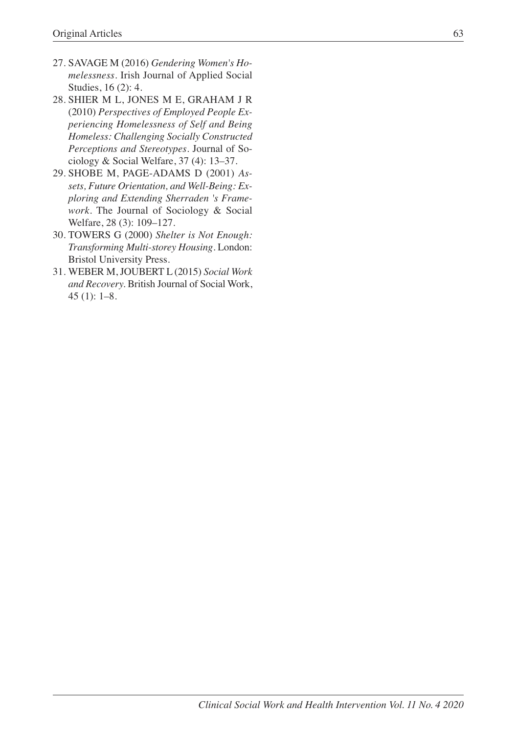27. SAVAGE M (2016) *Gendering Women's Homelessness*. Irish Journal of Applied Social Studies, 16 (2): 4.
28. SHIER M L, JONES M E, GRAHAM J R (2010) *Perspectives of Employed People Experiencing Homelessness of Self and Being Homeless: Challenging Socially Constructed Perceptions and Stereotypes*. Journal of Sociology & Social Welfare, 37 (4): 13–37.
29. SHOBE M, PAGE-ADAMS D (2001) *Assets, Future Orientation, and Well-Being: Exploring and Extending Sherraden 's Framework*. The Journal of Sociology & Social Welfare, 28 (3): 109–127.
30. TOWERS G (2000) *Shelter is Not Enough: Transforming Multi-storey Housing*. London: Bristol University Press.
31. WEBER M, JOUBERT L (2015) *Social Work and Recovery*. British Journal of Social Work, 45 (1): 1–8.